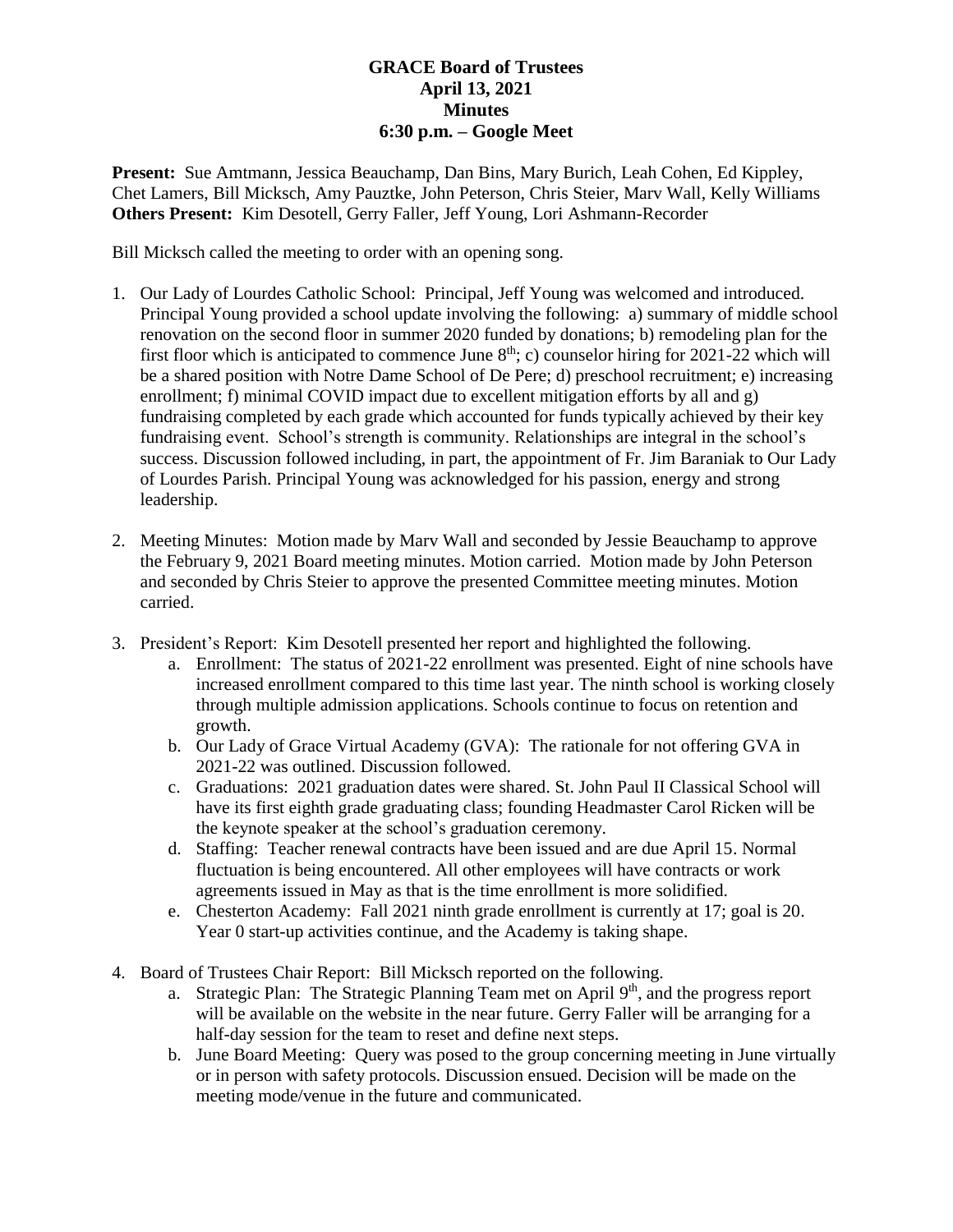# GRACE Board of Trustees
## April 13, 2021
## Minutes
## 6:30 p.m. – Google Meet

**Present:** Sue Amtmann, Jessica Beauchamp, Dan Bins, Mary Burich, Leah Cohen, Ed Kippley, Chet Lamers, Bill Micksch, Amy Pauztke, John Peterson, Chris Steier, Marv Wall, Kelly Williams
**Others Present:** Kim Desotell, Gerry Faller, Jeff Young, Lori Ashmann-Recorder

Bill Micksch called the meeting to order with an opening song.

1. Our Lady of Lourdes Catholic School: Principal, Jeff Young was welcomed and introduced. Principal Young provided a school update involving the following: a) summary of middle school renovation on the second floor in summer 2020 funded by donations; b) remodeling plan for the first floor which is anticipated to commence June 8th; c) counselor hiring for 2021-22 which will be a shared position with Notre Dame School of De Pere; d) preschool recruitment; e) increasing enrollment; f) minimal COVID impact due to excellent mitigation efforts by all and g) fundraising completed by each grade which accounted for funds typically achieved by their key fundraising event. School's strength is community. Relationships are integral in the school's success. Discussion followed including, in part, the appointment of Fr. Jim Baraniak to Our Lady of Lourdes Parish. Principal Young was acknowledged for his passion, energy and strong leadership.

2. Meeting Minutes: Motion made by Marv Wall and seconded by Jessie Beauchamp to approve the February 9, 2021 Board meeting minutes. Motion carried. Motion made by John Peterson and seconded by Chris Steier to approve the presented Committee meeting minutes. Motion carried.

3. President's Report: Kim Desotell presented her report and highlighted the following.
   a. Enrollment: The status of 2021-22 enrollment was presented. Eight of nine schools have increased enrollment compared to this time last year. The ninth school is working closely through multiple admission applications. Schools continue to focus on retention and growth.
   b. Our Lady of Grace Virtual Academy (GVA): The rationale for not offering GVA in 2021-22 was outlined. Discussion followed.
   c. Graduations: 2021 graduation dates were shared. St. John Paul II Classical School will have its first eighth grade graduating class; founding Headmaster Carol Ricken will be the keynote speaker at the school's graduation ceremony.
   d. Staffing: Teacher renewal contracts have been issued and are due April 15. Normal fluctuation is being encountered. All other employees will have contracts or work agreements issued in May as that is the time enrollment is more solidified.
   e. Chesterton Academy: Fall 2021 ninth grade enrollment is currently at 17; goal is 20. Year 0 start-up activities continue, and the Academy is taking shape.

4. Board of Trustees Chair Report: Bill Micksch reported on the following.
   a. Strategic Plan: The Strategic Planning Team met on April 9th, and the progress report will be available on the website in the near future. Gerry Faller will be arranging for a half-day session for the team to reset and define next steps.
   b. June Board Meeting: Query was posed to the group concerning meeting in June virtually or in person with safety protocols. Discussion ensued. Decision will be made on the meeting mode/venue in the future and communicated.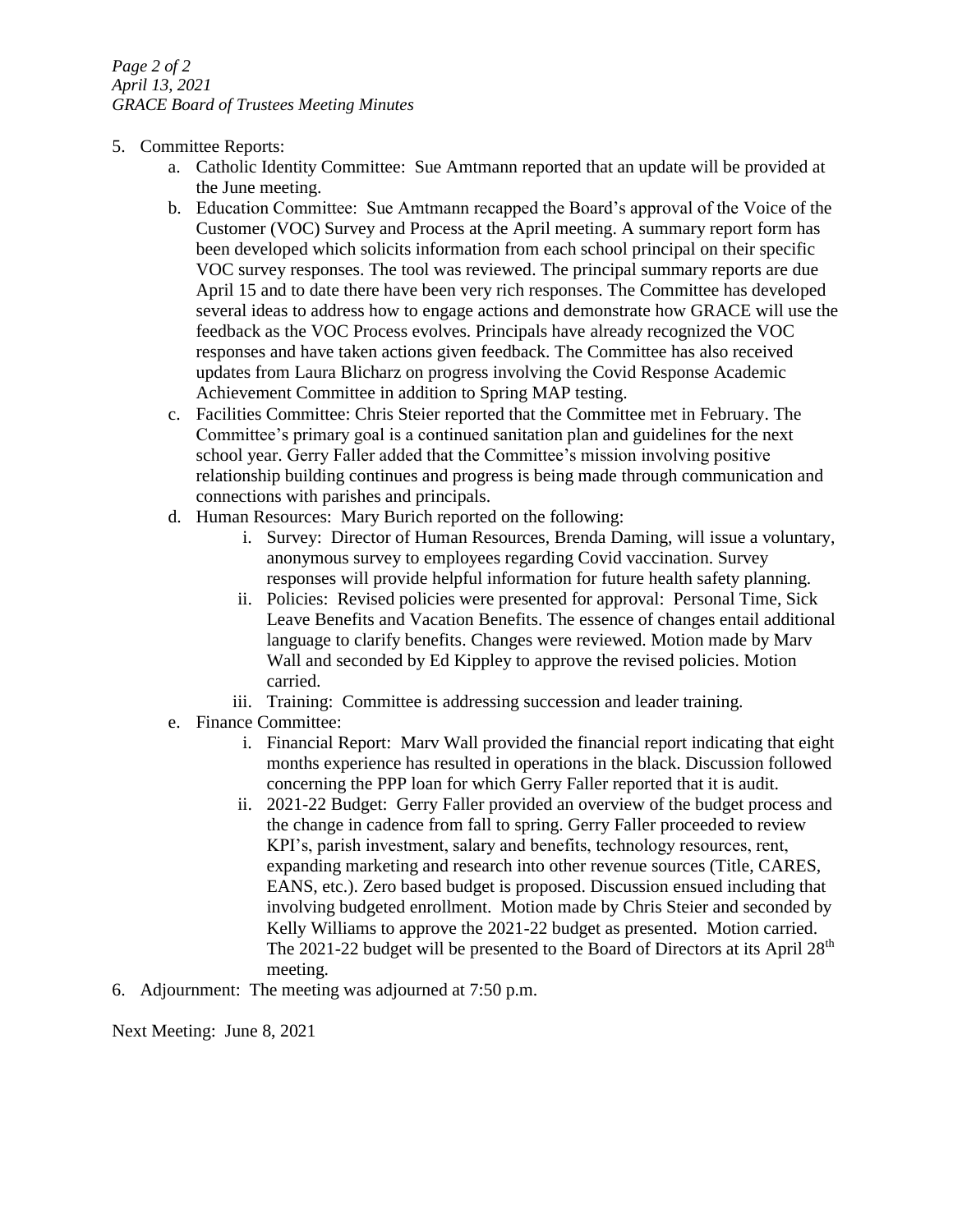5. Committee Reports:
   a. Catholic Identity Committee: Sue Amtmann reported that an update will be provided at the June meeting.
   b. Education Committee: Sue Amtmann recapped the Board's approval of the Voice of the Customer (VOC) Survey and Process at the April meeting. A summary report form has been developed which solicits information from each school principal on their specific VOC survey responses. The tool was reviewed. The principal summary reports are due April 15 and to date there have been very rich responses. The Committee has developed several ideas to address how to engage actions and demonstrate how GRACE will use the feedback as the VOC Process evolves. Principals have already recognized the VOC responses and have taken actions given feedback. The Committee has also received updates from Laura Blicharz on progress involving the Covid Response Academic Achievement Committee in addition to Spring MAP testing.
   c. Facilities Committee: Chris Steier reported that the Committee met in February. The Committee's primary goal is a continued sanitation plan and guidelines for the next school year. Gerry Faller added that the Committee's mission involving positive relationship building continues and progress is being made through communication and connections with parishes and principals.
   d. Human Resources: Mary Burich reported on the following:
      i. Survey: Director of Human Resources, Brenda Daming, will issue a voluntary, anonymous survey to employees regarding Covid vaccination. Survey responses will provide helpful information for future health safety planning.
      ii. Policies: Revised policies were presented for approval: Personal Time, Sick Leave Benefits and Vacation Benefits. The essence of changes entail additional language to clarify benefits. Changes were reviewed. Motion made by Marv Wall and seconded by Ed Kippley to approve the revised policies. Motion carried.
      iii. Training: Committee is addressing succession and leader training.
   e. Finance Committee:
      i. Financial Report: Marv Wall provided the financial report indicating that eight months experience has resulted in operations in the black. Discussion followed concerning the PPP loan for which Gerry Faller reported that it is audit.
      ii. 2021-22 Budget: Gerry Faller provided an overview of the budget process and the change in cadence from fall to spring. Gerry Faller proceeded to review KPI's, parish investment, salary and benefits, technology resources, rent, expanding marketing and research into other revenue sources (Title, CARES, EANS, etc.). Zero based budget is proposed. Discussion ensued including that involving budgeted enrollment. Motion made by Chris Steier and seconded by Kelly Williams to approve the 2021-22 budget as presented. Motion carried. The 2021-22 budget will be presented to the Board of Directors at its April 28th meeting.
6. Adjournment: The meeting was adjourned at 7:50 p.m.

Next Meeting: June 8, 2021